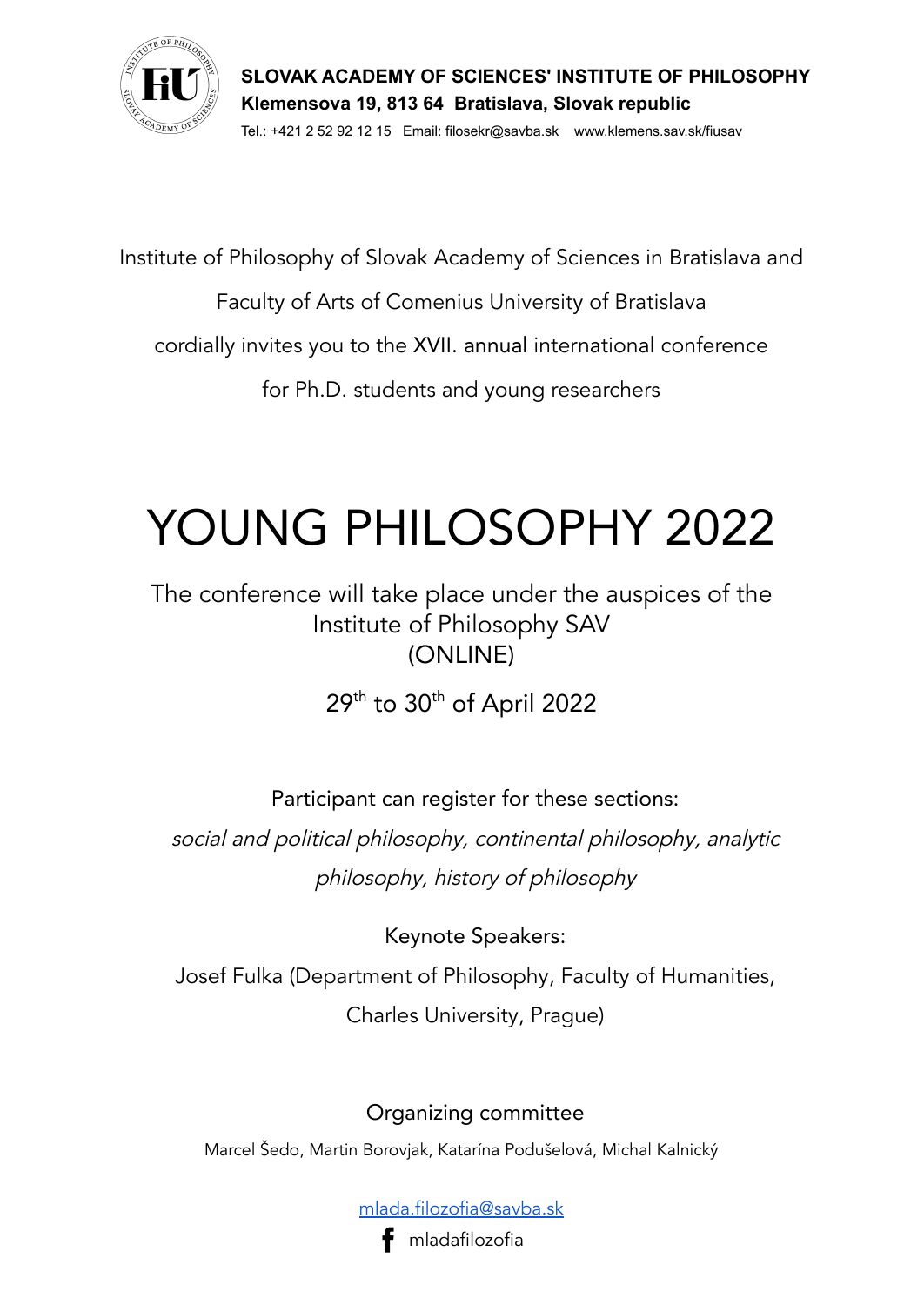**SLOVAK ACADEMY OF SCIENCES' INSTITUTE OF PHILOSOPHY**
**Klemensova 19, 813 64 Bratislava, Slovak republic**
Tel.: +421 2 52 92 12 15 Email: filosekr@savba.sk www.klemens.sav.sk/fiusav

Institute of Philosophy of Slovak Academy of Sciences in Bratislava and

Faculty of Arts of Comenius University of Bratislava

cordially invites you to the XVII. annual international conference

for Ph.D. students and young researchers

# YOUNG PHILOSOPHY 2022

The conference will take place under the auspices of the Institute of Philosophy SAV (ONLINE)

29th to 30th of April 2022

Participant can register for these sections:

*social and political philosophy, continental philosophy, analytic philosophy, history of philosophy*

Keynote Speakers:

Josef Fulka (Department of Philosophy, Faculty of Humanities, Charles University, Prague)

Organizing committee

Marcel Šedo, Martin Borovjak, Katarína Podušelová, Michal Kalnický

mlada.filozofia@savba.sk

f mladafilozofia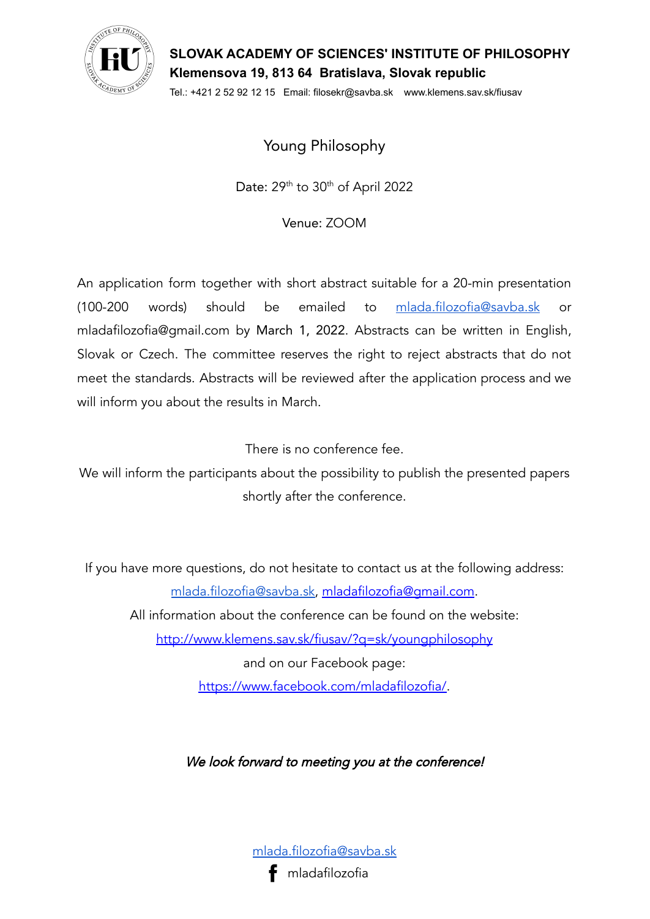**SLOVAK ACADEMY OF SCIENCES' INSTITUTE OF PHILOSOPHY**
**Klemensova 19, 813 64 Bratislava, Slovak republic**
Tel.: +421 2 52 92 12 15 Email: filosekr@savba.sk www.klemens.sav.sk/fiusav

# Young Philosophy

Date: 29th to 30th of April 2022

Venue: ZOOM

An application form together with short abstract suitable for a 20-min presentation (100-200 words) should be emailed to mlada.filozofia@savba.sk or mladafilozofia@gmail.com by March 1, 2022. Abstracts can be written in English, Slovak or Czech. The committee reserves the right to reject abstracts that do not meet the standards. Abstracts will be reviewed after the application process and we will inform you about the results in March.

There is no conference fee.
We will inform the participants about the possibility to publish the presented papers shortly after the conference.

If you have more questions, do not hesitate to contact us at the following address:
mlada.filozofia@savba.sk, mladafilozofia@gmail.com.
All information about the conference can be found on the website:
http://www.klemens.sav.sk/fiusav/?q=sk/youngphilosophy
and on our Facebook page:
https://www.facebook.com/mladafilozofia/.

*We look forward to meeting you at the conference!*

mlada.filozofia@savba.sk
mladafilozofia